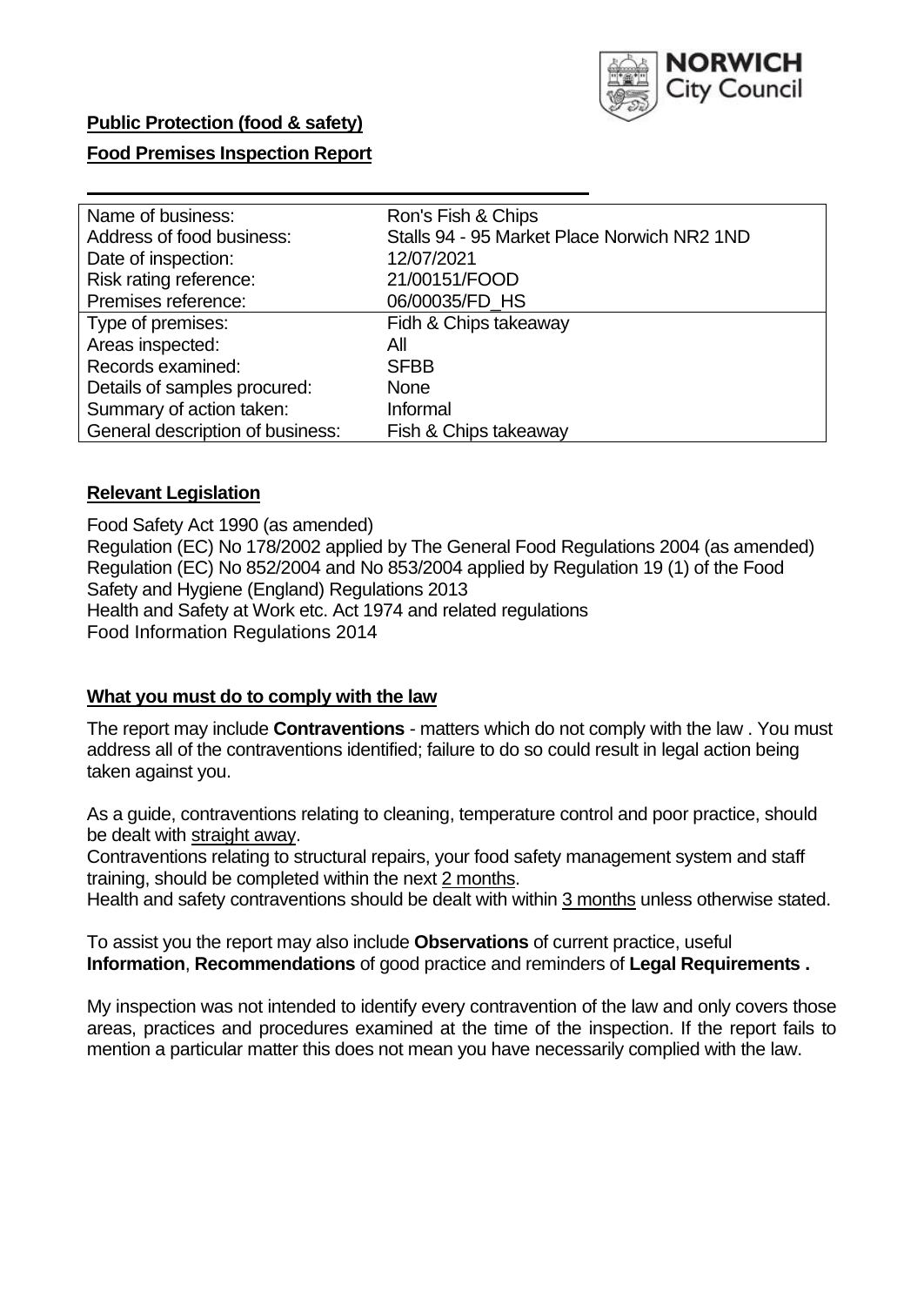**Public Protection (food & safety)**

**Food Premises Inspection Report**

| Name of business: | Ron's Fish & Chips |
|---|---|
| Address of food business: | Stalls 94 - 95 Market Place Norwich NR2 1ND |
| Date of inspection: | 12/07/2021 |
| Risk rating reference: | 21/00151/FOOD |
| Premises reference: | 06/00035/FD_HS |
| Type of premises: | Fidh & Chips takeaway |
| Areas inspected: | All |
| Records examined: | SFBB |
| Details of samples procured: | None |
| Summary of action taken: | Informal |
| General description of business: | Fish & Chips takeaway |

## Relevant Legislation

Food Safety Act 1990 (as amended)
Regulation (EC) No 178/2002 applied by The General Food Regulations 2004 (as amended)
Regulation (EC) No 852/2004 and No 853/2004 applied by Regulation 19 (1) of the Food Safety and Hygiene (England) Regulations 2013
Health and Safety at Work etc. Act 1974 and related regulations
Food Information Regulations 2014

## What you must do to comply with the law

The report may include **Contraventions** - matters which do not comply with the law . You must address all of the contraventions identified; failure to do so could result in legal action being taken against you.

As a guide, contraventions relating to cleaning, temperature control and poor practice, should be dealt with straight away.

Contraventions relating to structural repairs, your food safety management system and staff training, should be completed within the next 2 months.

Health and safety contraventions should be dealt with within 3 months unless otherwise stated.

To assist you the report may also include **Observations** of current practice, useful **Information**, **Recommendations** of good practice and reminders of **Legal Requirements .**

My inspection was not intended to identify every contravention of the law and only covers those areas, practices and procedures examined at the time of the inspection. If the report fails to mention a particular matter this does not mean you have necessarily complied with the law.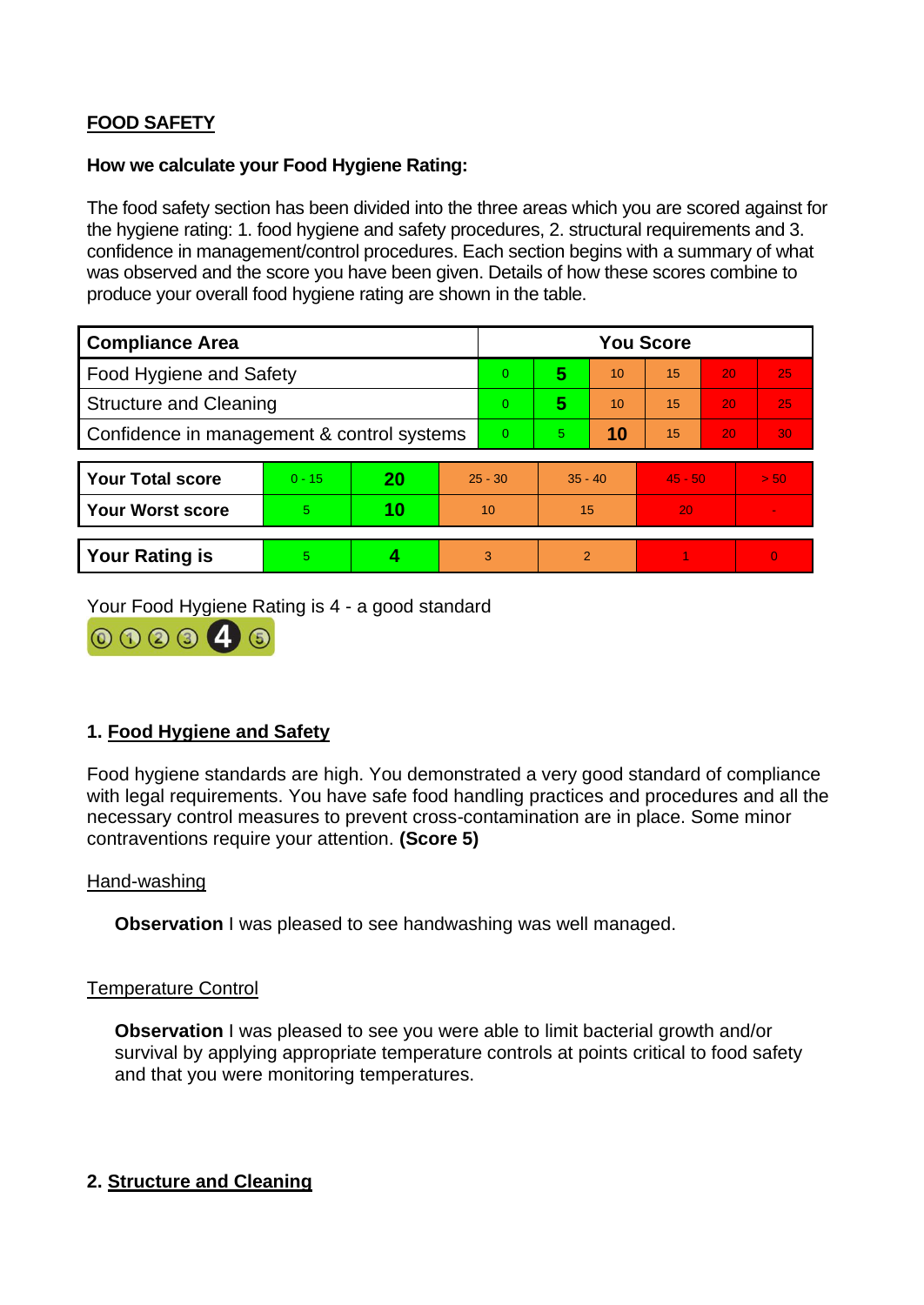**FOOD SAFETY**

**How we calculate your Food Hygiene Rating:**

The food safety section has been divided into the three areas which you are scored against for the hygiene rating: 1. food hygiene and safety procedures, 2. structural requirements and 3. confidence in management/control procedures. Each section begins with a summary of what was observed and the score you have been given. Details of how these scores combine to produce your overall food hygiene rating are shown in the table.

| Compliance Area | You Score | | | | | |
|---|---|---|---|---|---|---|
| Food Hygiene and Safety | 0 | **5** | 10 | 15 | 20 | 25 |
| Structure and Cleaning | 0 | **5** | 10 | 15 | 20 | 25 |
| Confidence in management & control systems | 0 | 5 | **10** | 15 | 20 | 30 |

| | | | | | | |
|---|---|---|---|---|---|---|
| **Your Total score** | 0 - 15 | **20** | 25 - 30 | 35 - 40 | 45 - 50 | > 50 |
| **Your Worst score** | 5 | **10** | 10 | 15 | 20 | - |

| | | | | | | |
|---|---|---|---|---|---|---|
| **Your Rating is** | 5 | **4** | 3 | 2 | 1 | 0 |

Your Food Hygiene Rating is 4 - a good standard

## 1. Food Hygiene and Safety

Food hygiene standards are high. You demonstrated a very good standard of compliance with legal requirements. You have safe food handling practices and procedures and all the necessary control measures to prevent cross-contamination are in place. Some minor contraventions require your attention. **(Score 5)**

### Hand-washing

**Observation** I was pleased to see handwashing was well managed.

### Temperature Control

**Observation** I was pleased to see you were able to limit bacterial growth and/or survival by applying appropriate temperature controls at points critical to food safety and that you were monitoring temperatures.

## 2. Structure and Cleaning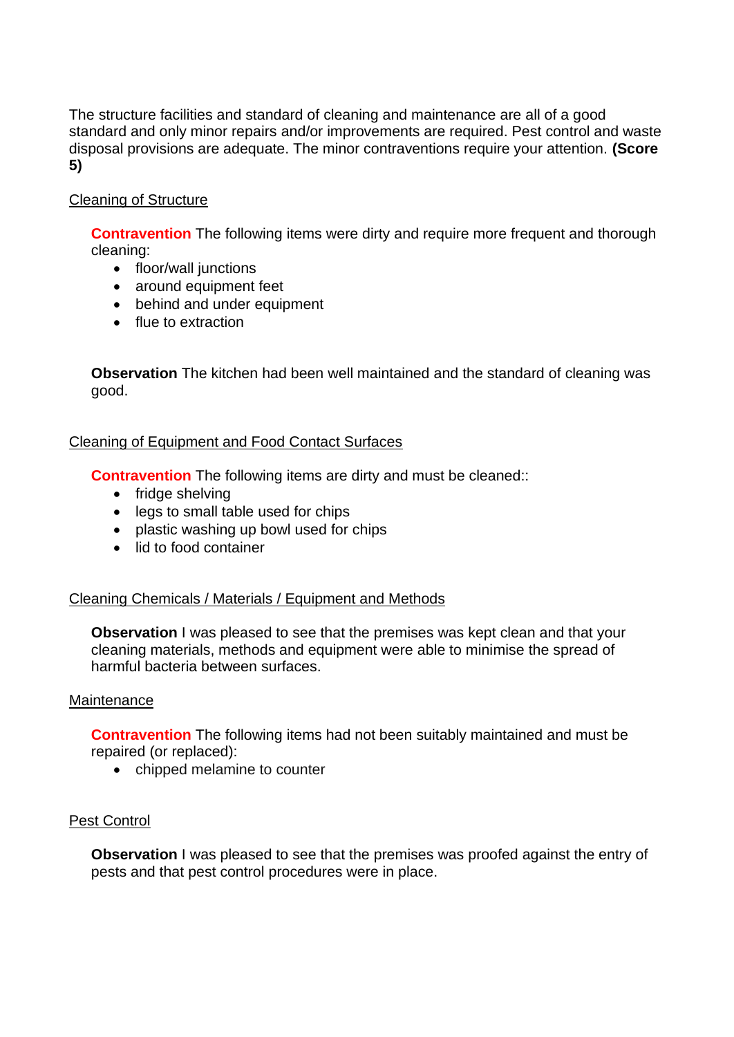The structure facilities and standard of cleaning and maintenance are all of a good standard and only minor repairs and/or improvements are required. Pest control and waste disposal provisions are adequate. The minor contraventions require your attention. **(Score 5)**

Cleaning of Structure

**Contravention** The following items were dirty and require more frequent and thorough cleaning:

- floor/wall junctions
- around equipment feet
- behind and under equipment
- flue to extraction

**Observation** The kitchen had been well maintained and the standard of cleaning was good.

Cleaning of Equipment and Food Contact Surfaces

**Contravention** The following items are dirty and must be cleaned::

- fridge shelving
- legs to small table used for chips
- plastic washing up bowl used for chips
- lid to food container

Cleaning Chemicals / Materials / Equipment and Methods

**Observation** I was pleased to see that the premises was kept clean and that your cleaning materials, methods and equipment were able to minimise the spread of harmful bacteria between surfaces.

Maintenance

**Contravention** The following items had not been suitably maintained and must be repaired (or replaced):

- chipped melamine to counter

Pest Control

**Observation** I was pleased to see that the premises was proofed against the entry of pests and that pest control procedures were in place.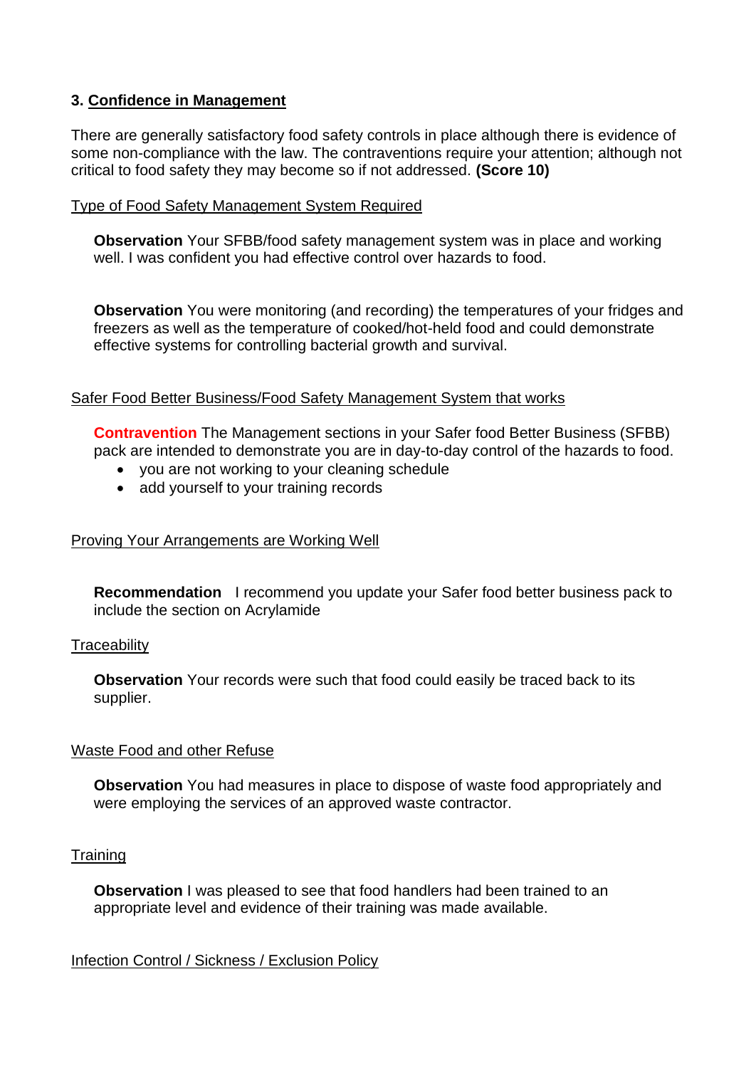### 3. Confidence in Management

There are generally satisfactory food safety controls in place although there is evidence of some non-compliance with the law. The contraventions require your attention; although not critical to food safety they may become so if not addressed. **(Score 10)**

Type of Food Safety Management System Required

**Observation** Your SFBB/food safety management system was in place and working well. I was confident you had effective control over hazards to food.

**Observation** You were monitoring (and recording) the temperatures of your fridges and freezers as well as the temperature of cooked/hot-held food and could demonstrate effective systems for controlling bacterial growth and survival.

Safer Food Better Business/Food Safety Management System that works

**Contravention** The Management sections in your Safer food Better Business (SFBB) pack are intended to demonstrate you are in day-to-day control of the hazards to food.

- you are not working to your cleaning schedule
- add yourself to your training records

Proving Your Arrangements are Working Well

**Recommendation** I recommend you update your Safer food better business pack to include the section on Acrylamide

Traceability

**Observation** Your records were such that food could easily be traced back to its supplier.

Waste Food and other Refuse

**Observation** You had measures in place to dispose of waste food appropriately and were employing the services of an approved waste contractor.

Training

**Observation** I was pleased to see that food handlers had been trained to an appropriate level and evidence of their training was made available.

Infection Control / Sickness / Exclusion Policy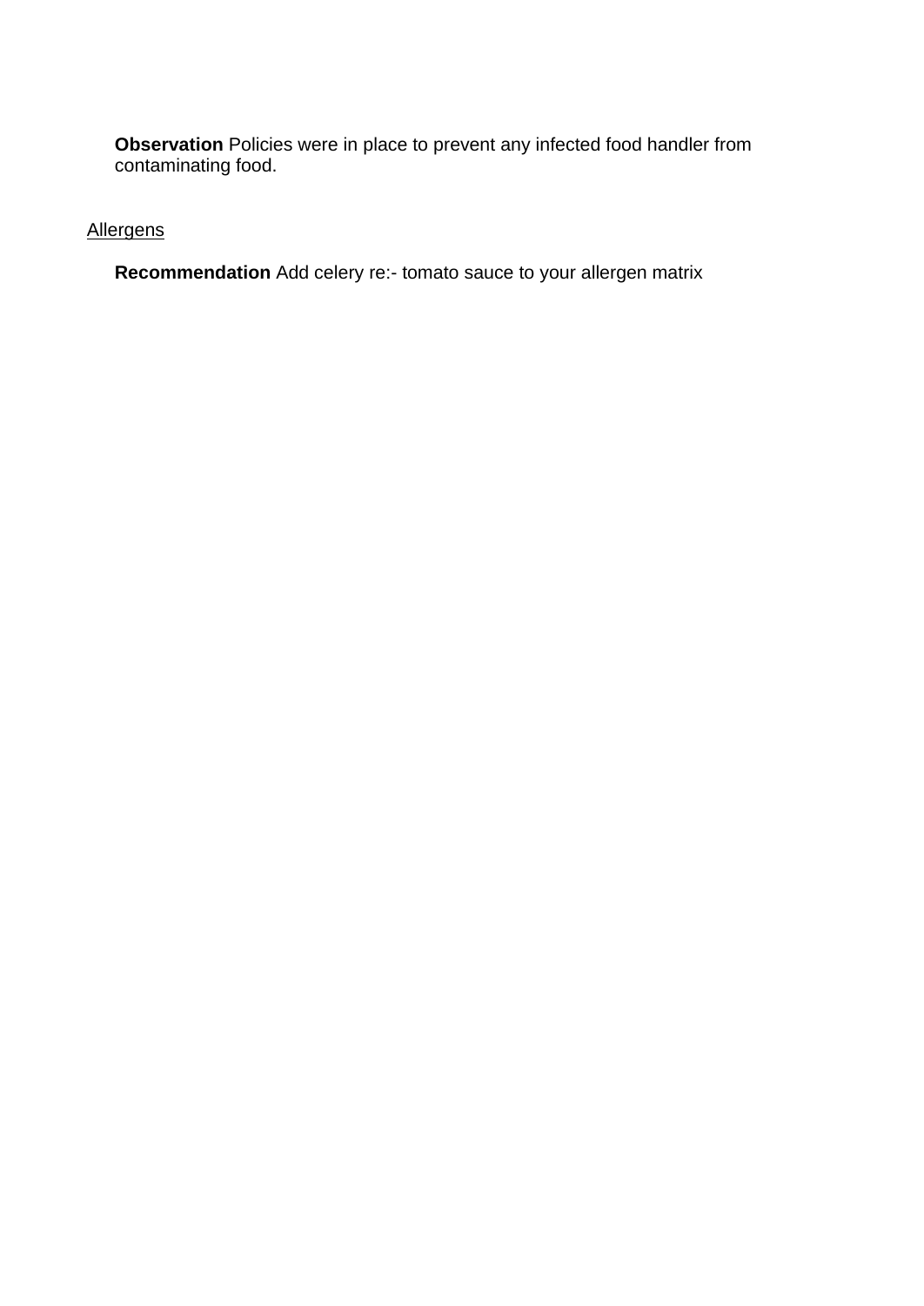**Observation** Policies were in place to prevent any infected food handler from contaminating food.

Allergens

**Recommendation** Add celery re:- tomato sauce to your allergen matrix